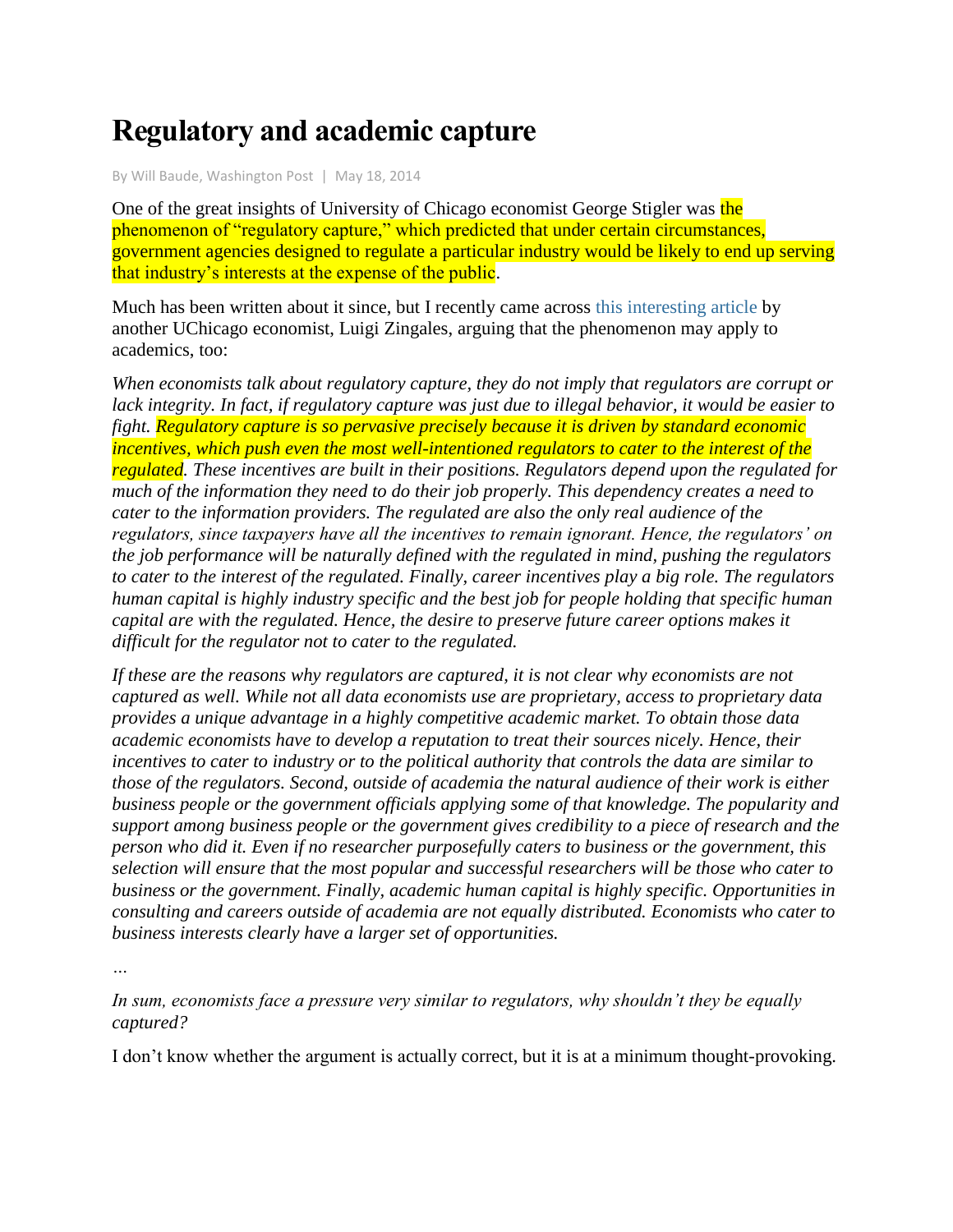# Regulatory and academic capture

By Will Baude, Washington Post | May 18, 2014

One of the great insights of University of Chicago economist George Stigler was the phenomenon of "regulatory capture," which predicted that under certain circumstances, government agencies designed to regulate a particular industry would be likely to end up serving that industry's interests at the expense of the public.

Much has been written about it since, but I recently came across this interesting article by another UChicago economist, Luigi Zingales, arguing that the phenomenon may apply to academics, too:

*When economists talk about regulatory capture, they do not imply that regulators are corrupt or lack integrity. In fact, if regulatory capture was just due to illegal behavior, it would be easier to fight. Regulatory capture is so pervasive precisely because it is driven by standard economic incentives, which push even the most well-intentioned regulators to cater to the interest of the regulated. These incentives are built in their positions. Regulators depend upon the regulated for much of the information they need to do their job properly. This dependency creates a need to cater to the information providers. The regulated are also the only real audience of the regulators, since taxpayers have all the incentives to remain ignorant. Hence, the regulators' on the job performance will be naturally defined with the regulated in mind, pushing the regulators to cater to the interest of the regulated. Finally, career incentives play a big role. The regulators human capital is highly industry specific and the best job for people holding that specific human capital are with the regulated. Hence, the desire to preserve future career options makes it difficult for the regulator not to cater to the regulated.*

*If these are the reasons why regulators are captured, it is not clear why economists are not captured as well. While not all data economists use are proprietary, access to proprietary data provides a unique advantage in a highly competitive academic market. To obtain those data academic economists have to develop a reputation to treat their sources nicely. Hence, their incentives to cater to industry or to the political authority that controls the data are similar to those of the regulators. Second, outside of academia the natural audience of their work is either business people or the government officials applying some of that knowledge. The popularity and support among business people or the government gives credibility to a piece of research and the person who did it. Even if no researcher purposefully caters to business or the government, this selection will ensure that the most popular and successful researchers will be those who cater to business or the government. Finally, academic human capital is highly specific. Opportunities in consulting and careers outside of academia are not equally distributed. Economists who cater to business interests clearly have a larger set of opportunities.*

*…*

*In sum, economists face a pressure very similar to regulators, why shouldn't they be equally captured?*

I don't know whether the argument is actually correct, but it is at a minimum thought-provoking.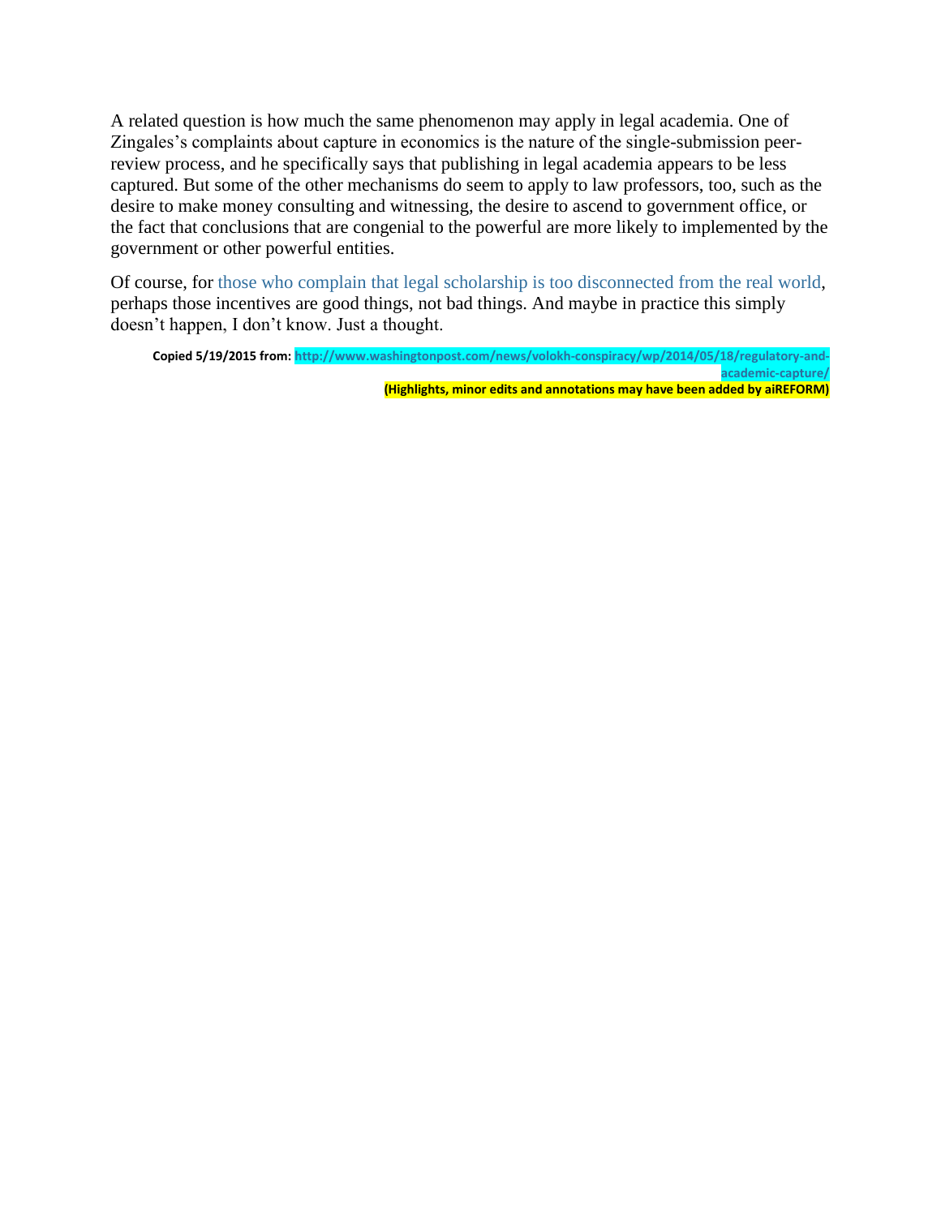A related question is how much the same phenomenon may apply in legal academia. One of Zingales's complaints about capture in economics is the nature of the single-submission peer-review process, and he specifically says that publishing in legal academia appears to be less captured. But some of the other mechanisms do seem to apply to law professors, too, such as the desire to make money consulting and witnessing, the desire to ascend to government office, or the fact that conclusions that are congenial to the powerful are more likely to implemented by the government or other powerful entities.

Of course, for those who complain that legal scholarship is too disconnected from the real world, perhaps those incentives are good things, not bad things. And maybe in practice this simply doesn't happen, I don't know. Just a thought.

**Copied 5/19/2015 from: http://www.washingtonpost.com/news/volokh-conspiracy/wp/2014/05/18/regulatory-and-academic-capture/**
**(Highlights, minor edits and annotations may have been added by aiREFORM)**